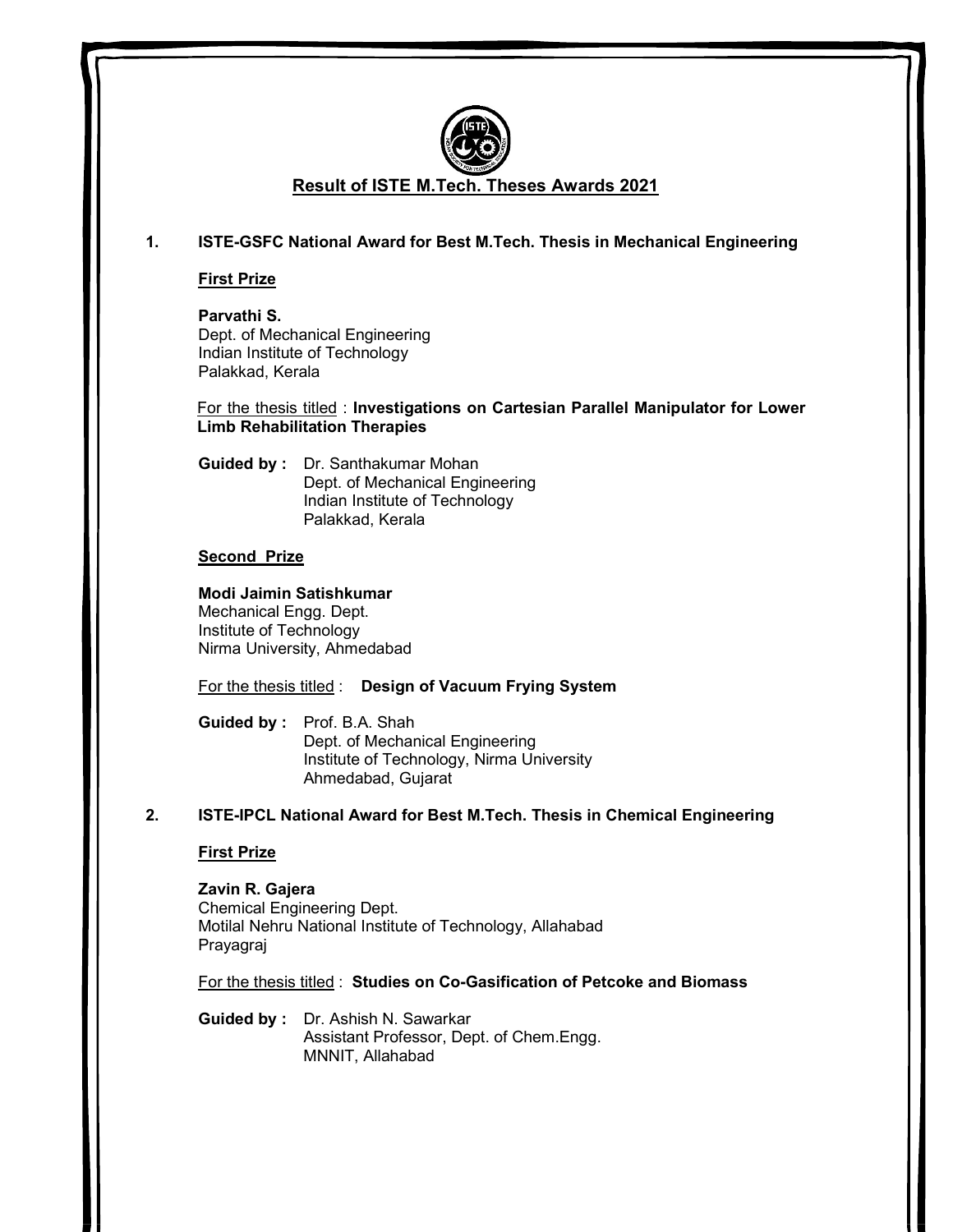# Result of ISTE M.Tech. Theses Awards 2021

## 1. ISTE-GSFC National Award for Best M.Tech. Thesis in Mechanical Engineering

### First Prize

**Parvathi S.**
Dept. of Mechanical Engineering
Indian Institute of Technology
Palakkad, Kerala

For the thesis titled : **Investigations on Cartesian Parallel Manipulator for Lower Limb Rehabilitation Therapies**

**Guided by :** Dr. Santhakumar Mohan
Dept. of Mechanical Engineering
Indian Institute of Technology
Palakkad, Kerala

### Second Prize

**Modi Jaimin Satishkumar**
Mechanical Engg. Dept.
Institute of Technology
Nirma University, Ahmedabad

For the thesis titled : **Design of Vacuum Frying System**

**Guided by :** Prof. B.A. Shah
Dept. of Mechanical Engineering
Institute of Technology, Nirma University
Ahmedabad, Gujarat

## 2. ISTE-IPCL National Award for Best M.Tech. Thesis in Chemical Engineering

### First Prize

**Zavin R. Gajera**
Chemical Engineering Dept.
Motilal Nehru National Institute of Technology, Allahabad
Prayagraj

For the thesis titled : **Studies on Co-Gasification of Petcoke and Biomass**

**Guided by :** Dr. Ashish N. Sawarkar
Assistant Professor, Dept. of Chem.Engg.
MNNIT, Allahabad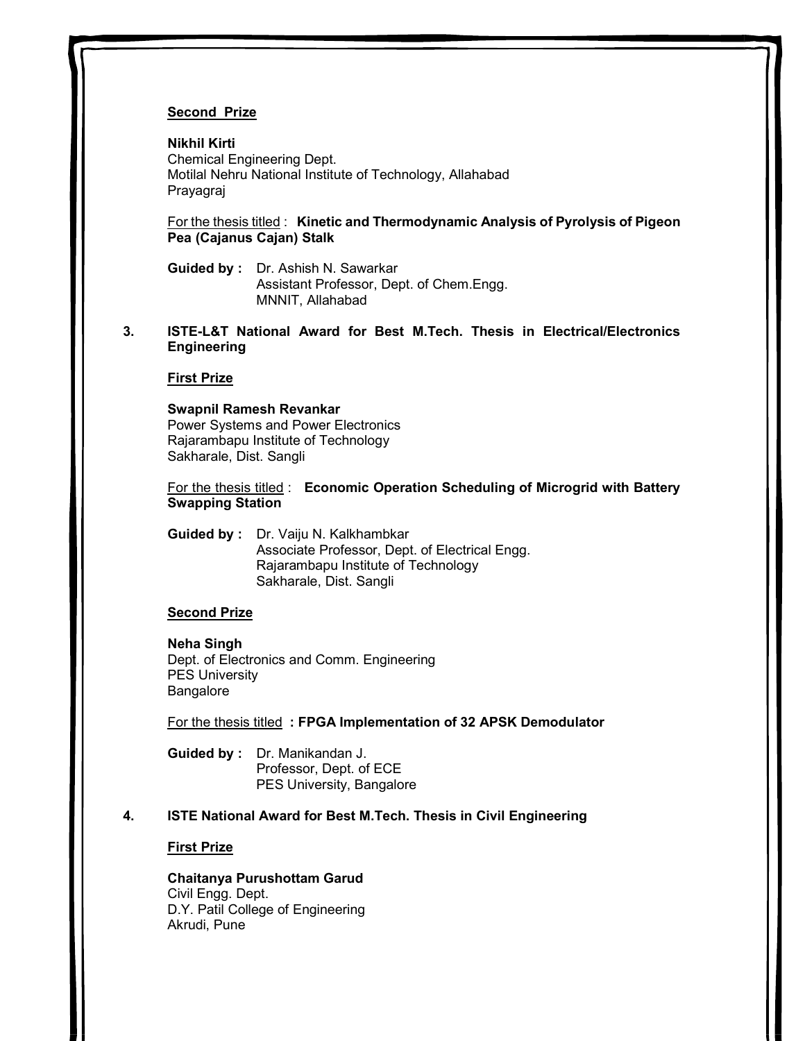**Second Prize**

**Nikhil Kirti**
Chemical Engineering Dept.
Motilal Nehru National Institute of Technology, Allahabad
Prayagraj

For the thesis titled : **Kinetic and Thermodynamic Analysis of Pyrolysis of Pigeon Pea (Cajanus Cajan) Stalk**

**Guided by :** Dr. Ashish N. Sawarkar
Assistant Professor, Dept. of Chem.Engg.
MNNIT, Allahabad

**3. ISTE-L&T National Award for Best M.Tech. Thesis in Electrical/Electronics Engineering**

**First Prize**

**Swapnil Ramesh Revankar**
Power Systems and Power Electronics
Rajarambapu Institute of Technology
Sakharale, Dist. Sangli

For the thesis titled : **Economic Operation Scheduling of Microgrid with Battery Swapping Station**

**Guided by :** Dr. Vaiju N. Kalkhambkar
Associate Professor, Dept. of Electrical Engg.
Rajarambapu Institute of Technology
Sakharale, Dist. Sangli

**Second Prize**

**Neha Singh**
Dept. of Electronics and Comm. Engineering
PES University
Bangalore

For the thesis titled **: FPGA Implementation of 32 APSK Demodulator**

**Guided by :** Dr. Manikandan J.
Professor, Dept. of ECE
PES University, Bangalore

**4. ISTE National Award for Best M.Tech. Thesis in Civil Engineering**

**First Prize**

**Chaitanya Purushottam Garud**
Civil Engg. Dept.
D.Y. Patil College of Engineering
Akrudi, Pune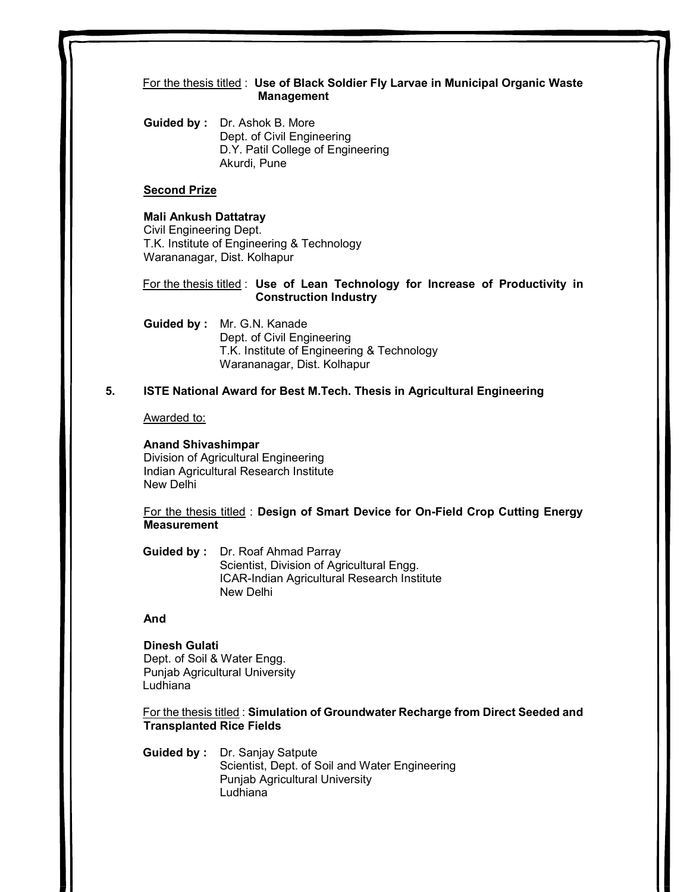For the thesis titled : **Use of Black Soldier Fly Larvae in Municipal Organic Waste Management**

**Guided by :** Dr. Ashok B. More
Dept. of Civil Engineering
D.Y. Patil College of Engineering
Akurdi, Pune

**Second Prize**

**Mali Ankush Dattatray**
Civil Engineering Dept.
T.K. Institute of Engineering & Technology
Warananagar, Dist. Kolhapur

For the thesis titled : **Use of Lean Technology for Increase of Productivity in Construction Industry**

**Guided by :** Mr. G.N. Kanade
Dept. of Civil Engineering
T.K. Institute of Engineering & Technology
Warananagar, Dist. Kolhapur

5. **ISTE National Award for Best M.Tech. Thesis in Agricultural Engineering**

Awarded to:

**Anand Shivashimpar**
Division of Agricultural Engineering
Indian Agricultural Research Institute
New Delhi

For the thesis titled : **Design of Smart Device for On-Field Crop Cutting Energy Measurement**

**Guided by :** Dr. Roaf Ahmad Parray
Scientist, Division of Agricultural Engg.
ICAR-Indian Agricultural Research Institute
New Delhi

**And**

**Dinesh Gulati**
Dept. of Soil & Water Engg.
Punjab Agricultural University
Ludhiana

For the thesis titled : **Simulation of Groundwater Recharge from Direct Seeded and Transplanted Rice Fields**

**Guided by :** Dr. Sanjay Satpute
Scientist, Dept. of Soil and Water Engineering
Punjab Agricultural University
Ludhiana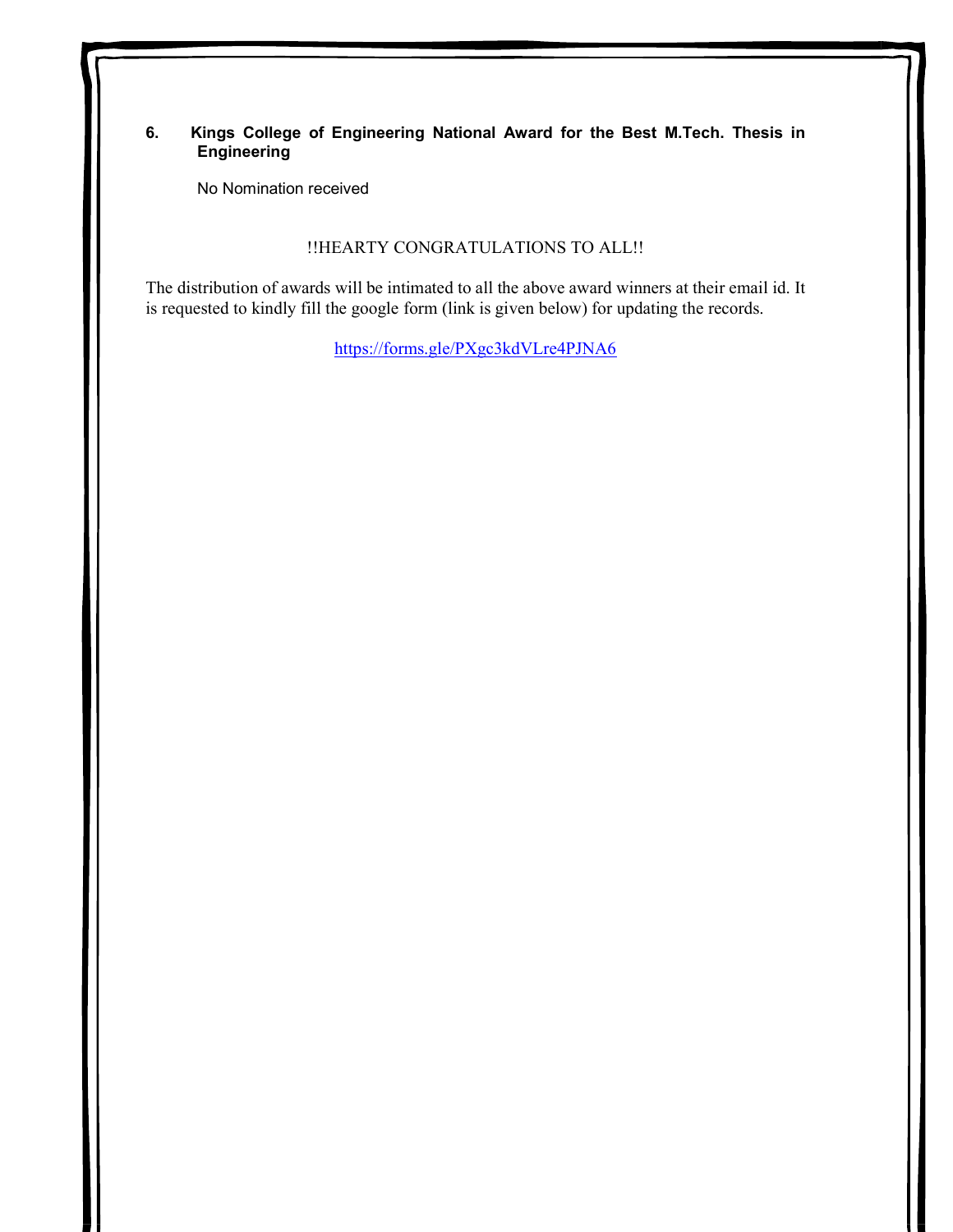6. **Kings College of Engineering National Award for the Best M.Tech. Thesis in Engineering**

No Nomination received

!!HEARTY CONGRATULATIONS TO ALL!!

The distribution of awards will be intimated to all the above award winners at their email id. It is requested to kindly fill the google form (link is given below) for updating the records.

https://forms.gle/PXgc3kdVLre4PJNA6